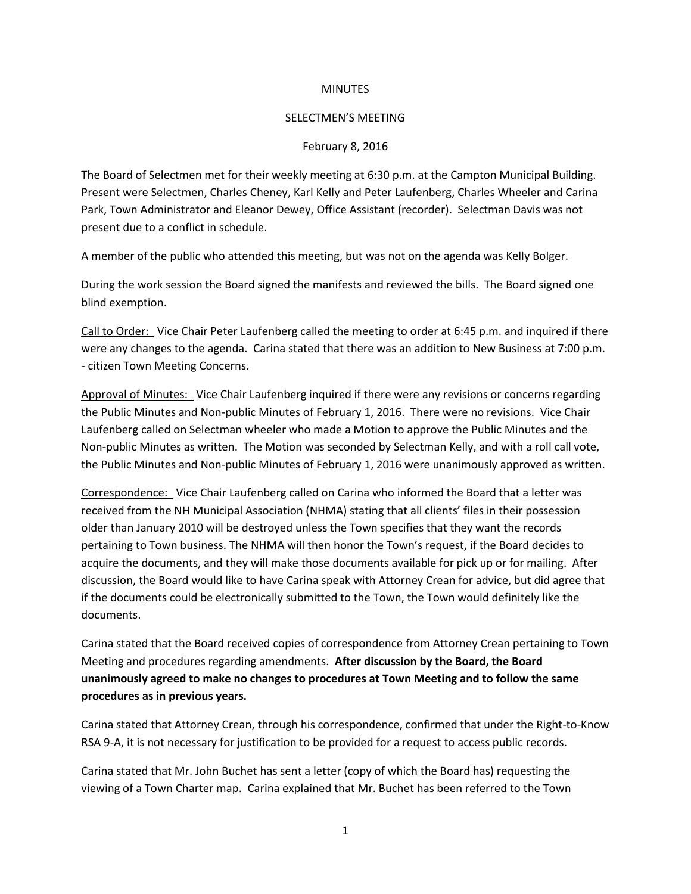MINUTES

SELECTMEN'S MEETING

February 8, 2016

The Board of Selectmen met for their weekly meeting at 6:30 p.m. at the Campton Municipal Building. Present were Selectmen, Charles Cheney, Karl Kelly and Peter Laufenberg, Charles Wheeler and Carina Park, Town Administrator and Eleanor Dewey, Office Assistant (recorder). Selectman Davis was not present due to a conflict in schedule.

A member of the public who attended this meeting, but was not on the agenda was Kelly Bolger.

During the work session the Board signed the manifests and reviewed the bills. The Board signed one blind exemption.

Call to Order: Vice Chair Peter Laufenberg called the meeting to order at 6:45 p.m. and inquired if there were any changes to the agenda. Carina stated that there was an addition to New Business at 7:00 p.m. - citizen Town Meeting Concerns.

Approval of Minutes: Vice Chair Laufenberg inquired if there were any revisions or concerns regarding the Public Minutes and Non-public Minutes of February 1, 2016. There were no revisions. Vice Chair Laufenberg called on Selectman wheeler who made a Motion to approve the Public Minutes and the Non-public Minutes as written. The Motion was seconded by Selectman Kelly, and with a roll call vote, the Public Minutes and Non-public Minutes of February 1, 2016 were unanimously approved as written.

Correspondence: Vice Chair Laufenberg called on Carina who informed the Board that a letter was received from the NH Municipal Association (NHMA) stating that all clients' files in their possession older than January 2010 will be destroyed unless the Town specifies that they want the records pertaining to Town business. The NHMA will then honor the Town's request, if the Board decides to acquire the documents, and they will make those documents available for pick up or for mailing. After discussion, the Board would like to have Carina speak with Attorney Crean for advice, but did agree that if the documents could be electronically submitted to the Town, the Town would definitely like the documents.

Carina stated that the Board received copies of correspondence from Attorney Crean pertaining to Town Meeting and procedures regarding amendments. **After discussion by the Board, the Board unanimously agreed to make no changes to procedures at Town Meeting and to follow the same procedures as in previous years.**

Carina stated that Attorney Crean, through his correspondence, confirmed that under the Right-to-Know RSA 9-A, it is not necessary for justification to be provided for a request to access public records.

Carina stated that Mr. John Buchet has sent a letter (copy of which the Board has) requesting the viewing of a Town Charter map. Carina explained that Mr. Buchet has been referred to the Town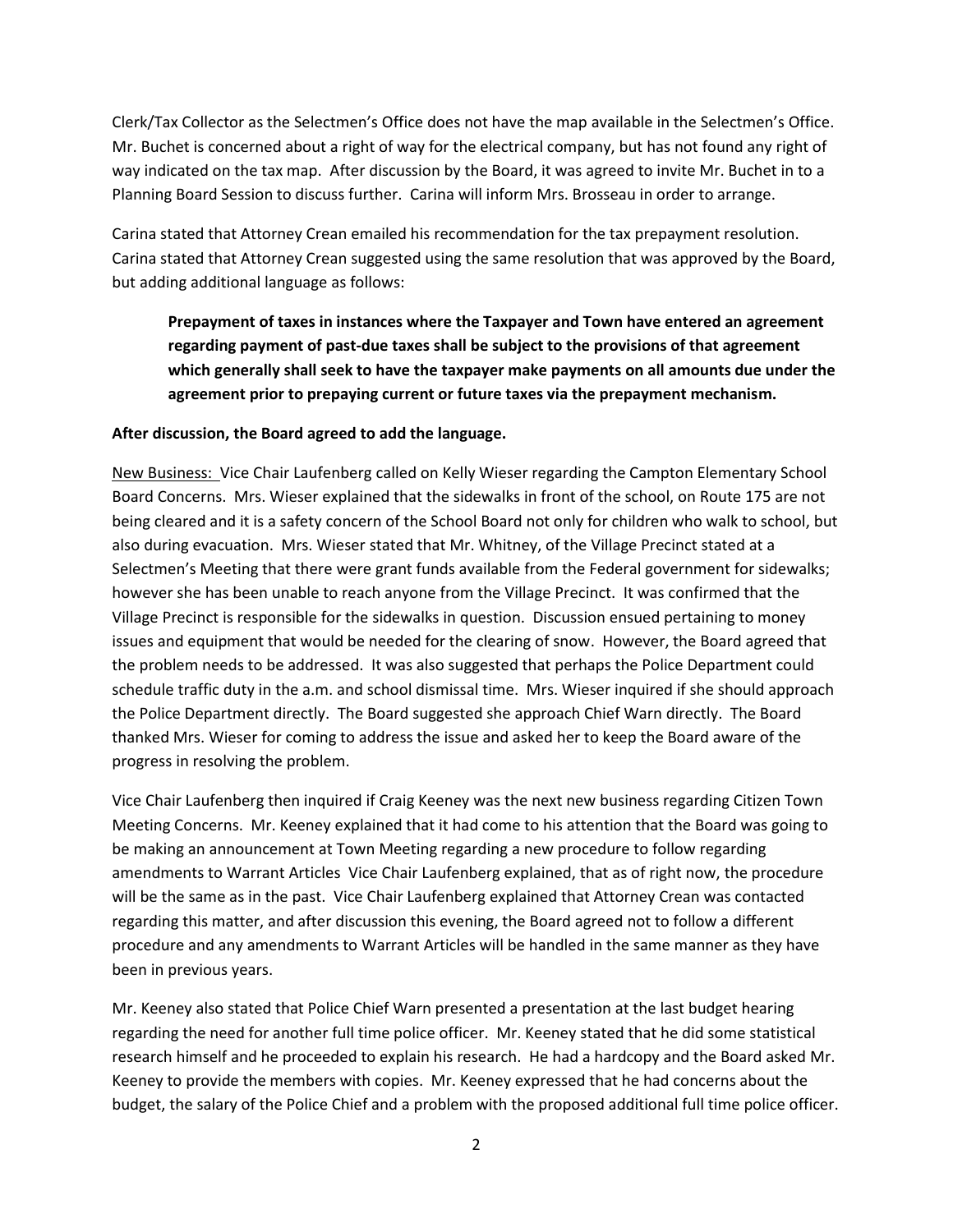Clerk/Tax Collector as the Selectmen's Office does not have the map available in the Selectmen's Office. Mr. Buchet is concerned about a right of way for the electrical company, but has not found any right of way indicated on the tax map. After discussion by the Board, it was agreed to invite Mr. Buchet in to a Planning Board Session to discuss further. Carina will inform Mrs. Brosseau in order to arrange.

Carina stated that Attorney Crean emailed his recommendation for the tax prepayment resolution. Carina stated that Attorney Crean suggested using the same resolution that was approved by the Board, but adding additional language as follows:

> **Prepayment of taxes in instances where the Taxpayer and Town have entered an agreement regarding payment of past-due taxes shall be subject to the provisions of that agreement which generally shall seek to have the taxpayer make payments on all amounts due under the agreement prior to prepaying current or future taxes via the prepayment mechanism.**

**After discussion, the Board agreed to add the language.**

<u>New Business:</u> Vice Chair Laufenberg called on Kelly Wieser regarding the Campton Elementary School Board Concerns. Mrs. Wieser explained that the sidewalks in front of the school, on Route 175 are not being cleared and it is a safety concern of the School Board not only for children who walk to school, but also during evacuation. Mrs. Wieser stated that Mr. Whitney, of the Village Precinct stated at a Selectmen's Meeting that there were grant funds available from the Federal government for sidewalks; however she has been unable to reach anyone from the Village Precinct. It was confirmed that the Village Precinct is responsible for the sidewalks in question. Discussion ensued pertaining to money issues and equipment that would be needed for the clearing of snow. However, the Board agreed that the problem needs to be addressed. It was also suggested that perhaps the Police Department could schedule traffic duty in the a.m. and school dismissal time. Mrs. Wieser inquired if she should approach the Police Department directly. The Board suggested she approach Chief Warn directly. The Board thanked Mrs. Wieser for coming to address the issue and asked her to keep the Board aware of the progress in resolving the problem.

Vice Chair Laufenberg then inquired if Craig Keeney was the next new business regarding Citizen Town Meeting Concerns. Mr. Keeney explained that it had come to his attention that the Board was going to be making an announcement at Town Meeting regarding a new procedure to follow regarding amendments to Warrant Articles Vice Chair Laufenberg explained, that as of right now, the procedure will be the same as in the past. Vice Chair Laufenberg explained that Attorney Crean was contacted regarding this matter, and after discussion this evening, the Board agreed not to follow a different procedure and any amendments to Warrant Articles will be handled in the same manner as they have been in previous years.

Mr. Keeney also stated that Police Chief Warn presented a presentation at the last budget hearing regarding the need for another full time police officer. Mr. Keeney stated that he did some statistical research himself and he proceeded to explain his research. He had a hardcopy and the Board asked Mr. Keeney to provide the members with copies. Mr. Keeney expressed that he had concerns about the budget, the salary of the Police Chief and a problem with the proposed additional full time police officer.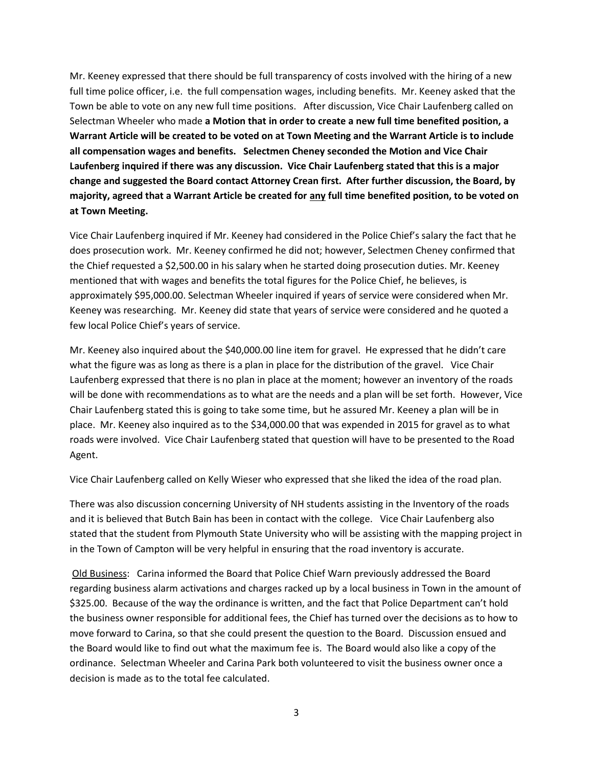Mr. Keeney expressed that there should be full transparency of costs involved with the hiring of a new full time police officer, i.e. the full compensation wages, including benefits. Mr. Keeney asked that the Town be able to vote on any new full time positions. After discussion, Vice Chair Laufenberg called on Selectman Wheeler who made **a Motion that in order to create a new full time benefited position, a Warrant Article will be created to be voted on at Town Meeting and the Warrant Article is to include all compensation wages and benefits. Selectmen Cheney seconded the Motion and Vice Chair Laufenberg inquired if there was any discussion. Vice Chair Laufenberg stated that this is a major change and suggested the Board contact Attorney Crean first. After further discussion, the Board, by majority, agreed that a Warrant Article be created for <u>any</u> full time benefited position, to be voted on at Town Meeting.**

Vice Chair Laufenberg inquired if Mr. Keeney had considered in the Police Chief's salary the fact that he does prosecution work. Mr. Keeney confirmed he did not; however, Selectmen Cheney confirmed that the Chief requested a $2,500.00 in his salary when he started doing prosecution duties. Mr. Keeney mentioned that with wages and benefits the total figures for the Police Chief, he believes, is approximately $95,000.00. Selectman Wheeler inquired if years of service were considered when Mr. Keeney was researching. Mr. Keeney did state that years of service were considered and he quoted a few local Police Chief's years of service.

Mr. Keeney also inquired about the $40,000.00 line item for gravel. He expressed that he didn't care what the figure was as long as there is a plan in place for the distribution of the gravel. Vice Chair Laufenberg expressed that there is no plan in place at the moment; however an inventory of the roads will be done with recommendations as to what are the needs and a plan will be set forth. However, Vice Chair Laufenberg stated this is going to take some time, but he assured Mr. Keeney a plan will be in place. Mr. Keeney also inquired as to the $34,000.00 that was expended in 2015 for gravel as to what roads were involved. Vice Chair Laufenberg stated that question will have to be presented to the Road Agent.

Vice Chair Laufenberg called on Kelly Wieser who expressed that she liked the idea of the road plan.

There was also discussion concerning University of NH students assisting in the Inventory of the roads and it is believed that Butch Bain has been in contact with the college. Vice Chair Laufenberg also stated that the student from Plymouth State University who will be assisting with the mapping project in in the Town of Campton will be very helpful in ensuring that the road inventory is accurate.

<u>Old Business</u>: Carina informed the Board that Police Chief Warn previously addressed the Board regarding business alarm activations and charges racked up by a local business in Town in the amount of $325.00. Because of the way the ordinance is written, and the fact that Police Department can't hold the business owner responsible for additional fees, the Chief has turned over the decisions as to how to move forward to Carina, so that she could present the question to the Board. Discussion ensued and the Board would like to find out what the maximum fee is. The Board would also like a copy of the ordinance. Selectman Wheeler and Carina Park both volunteered to visit the business owner once a decision is made as to the total fee calculated.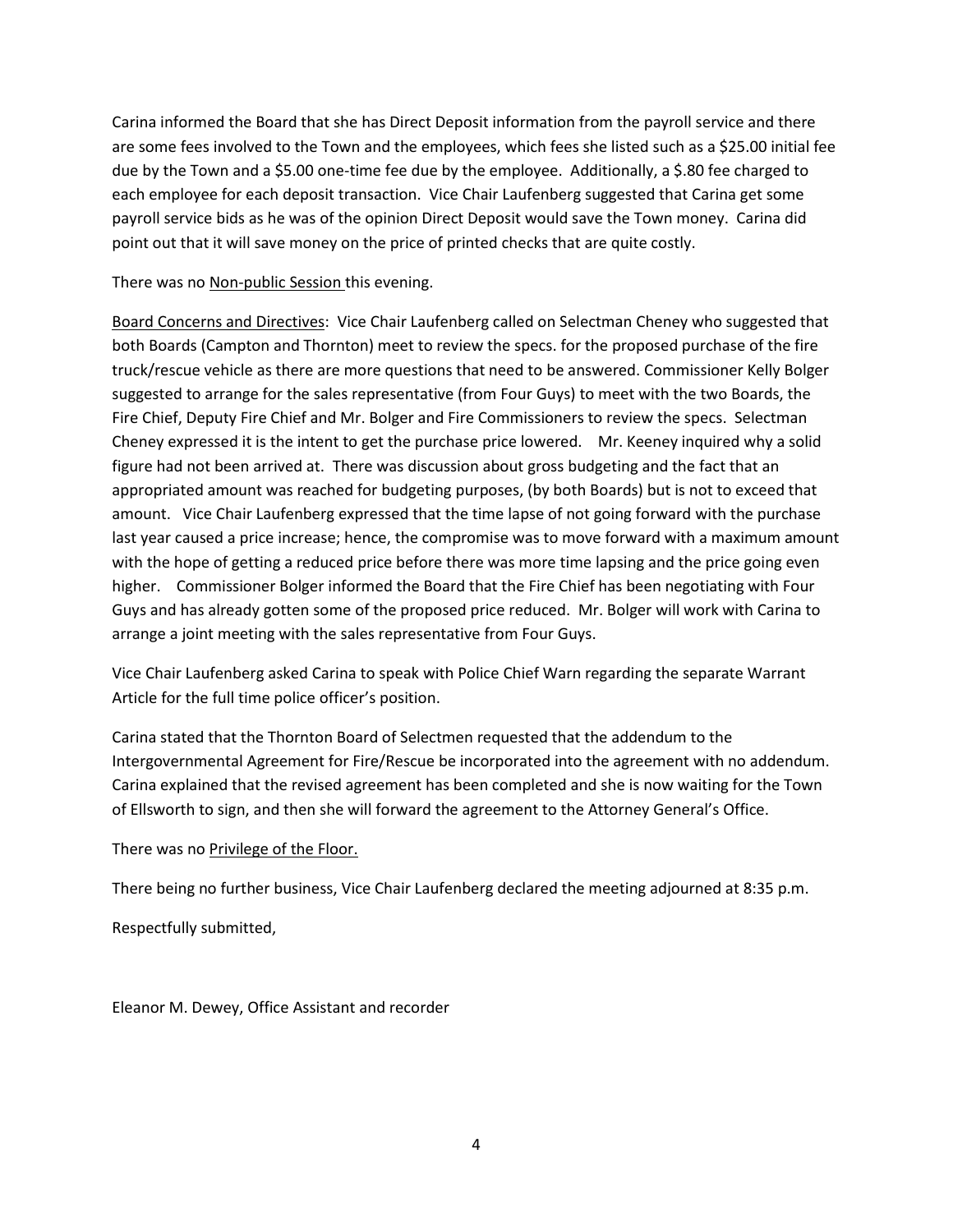Carina informed the Board that she has Direct Deposit information from the payroll service and there are some fees involved to the Town and the employees, which fees she listed such as a $25.00 initial fee due by the Town and a $5.00 one-time fee due by the employee. Additionally, a $.80 fee charged to each employee for each deposit transaction. Vice Chair Laufenberg suggested that Carina get some payroll service bids as he was of the opinion Direct Deposit would save the Town money. Carina did point out that it will save money on the price of printed checks that are quite costly.

There was no <u>Non-public Session</u> this evening.

<u>Board Concerns and Directives</u>: Vice Chair Laufenberg called on Selectman Cheney who suggested that both Boards (Campton and Thornton) meet to review the specs. for the proposed purchase of the fire truck/rescue vehicle as there are more questions that need to be answered. Commissioner Kelly Bolger suggested to arrange for the sales representative (from Four Guys) to meet with the two Boards, the Fire Chief, Deputy Fire Chief and Mr. Bolger and Fire Commissioners to review the specs. Selectman Cheney expressed it is the intent to get the purchase price lowered. Mr. Keeney inquired why a solid figure had not been arrived at. There was discussion about gross budgeting and the fact that an appropriated amount was reached for budgeting purposes, (by both Boards) but is not to exceed that amount. Vice Chair Laufenberg expressed that the time lapse of not going forward with the purchase last year caused a price increase; hence, the compromise was to move forward with a maximum amount with the hope of getting a reduced price before there was more time lapsing and the price going even higher. Commissioner Bolger informed the Board that the Fire Chief has been negotiating with Four Guys and has already gotten some of the proposed price reduced. Mr. Bolger will work with Carina to arrange a joint meeting with the sales representative from Four Guys.

Vice Chair Laufenberg asked Carina to speak with Police Chief Warn regarding the separate Warrant Article for the full time police officer's position.

Carina stated that the Thornton Board of Selectmen requested that the addendum to the Intergovernmental Agreement for Fire/Rescue be incorporated into the agreement with no addendum. Carina explained that the revised agreement has been completed and she is now waiting for the Town of Ellsworth to sign, and then she will forward the agreement to the Attorney General's Office.

There was no <u>Privilege of the Floor.</u>

There being no further business, Vice Chair Laufenberg declared the meeting adjourned at 8:35 p.m.

Respectfully submitted,

Eleanor M. Dewey, Office Assistant and recorder